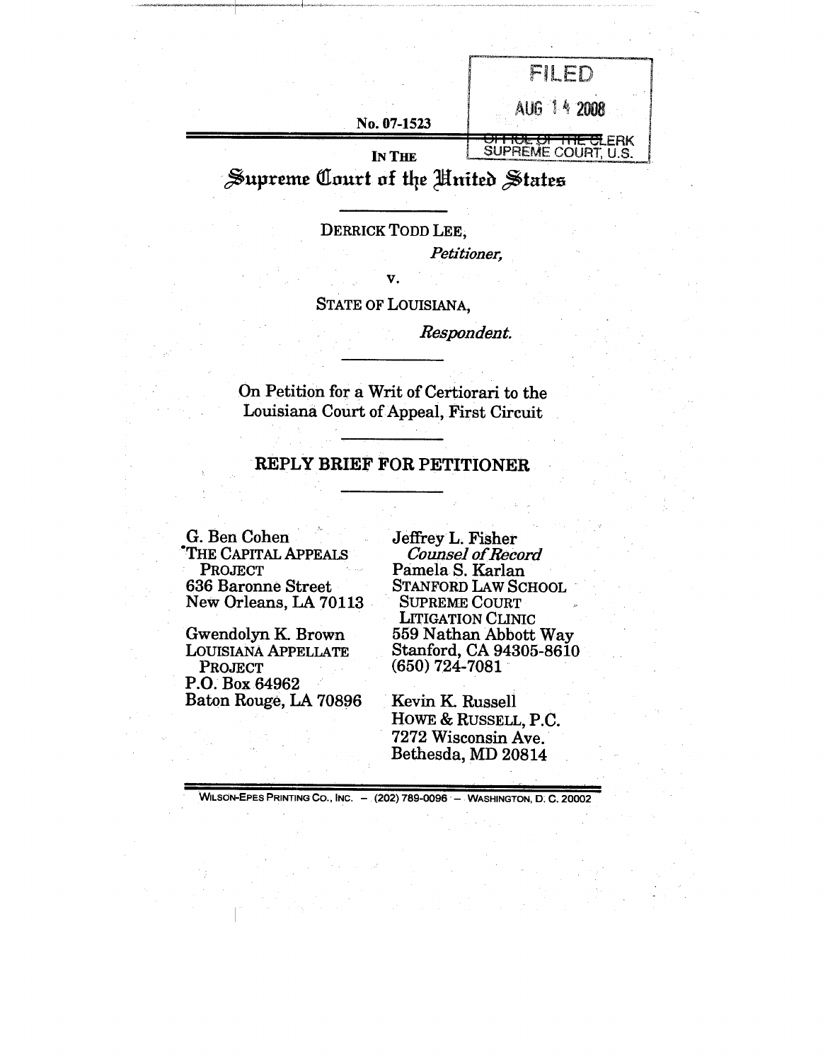FILED

AUG 14 2008

OFFICE OF THE CLERK
SUPREME COURT, U.S.

No. 07-1523

IN THE

# Supreme Court of the United States

DERRICK TODD LEE,

*Petitioner,*

v.

STATE OF LOUISIANA,

*Respondent.*

On Petition for a Writ of Certiorari to the Louisiana Court of Appeal, First Circuit

## REPLY BRIEF FOR PETITIONER

G. Ben Cohen
THE CAPITAL APPEALS PROJECT
636 Baronne Street
New Orleans, LA 70113

Gwendolyn K. Brown
LOUISIANA APPELLATE PROJECT
P.O. Box 64962
Baton Rouge, LA 70896

Jeffrey L. Fisher
*Counsel of Record*
Pamela S. Karlan
STANFORD LAW SCHOOL SUPREME COURT LITIGATION CLINIC
559 Nathan Abbott Way
Stanford, CA 94305-8610
(650) 724-7081

Kevin K. Russell
HOWE & RUSSELL, P.C.
7272 Wisconsin Ave.
Bethesda, MD 20814

WILSON-EPES PRINTING CO., INC. – (202) 789-0096 – WASHINGTON, D. C. 20002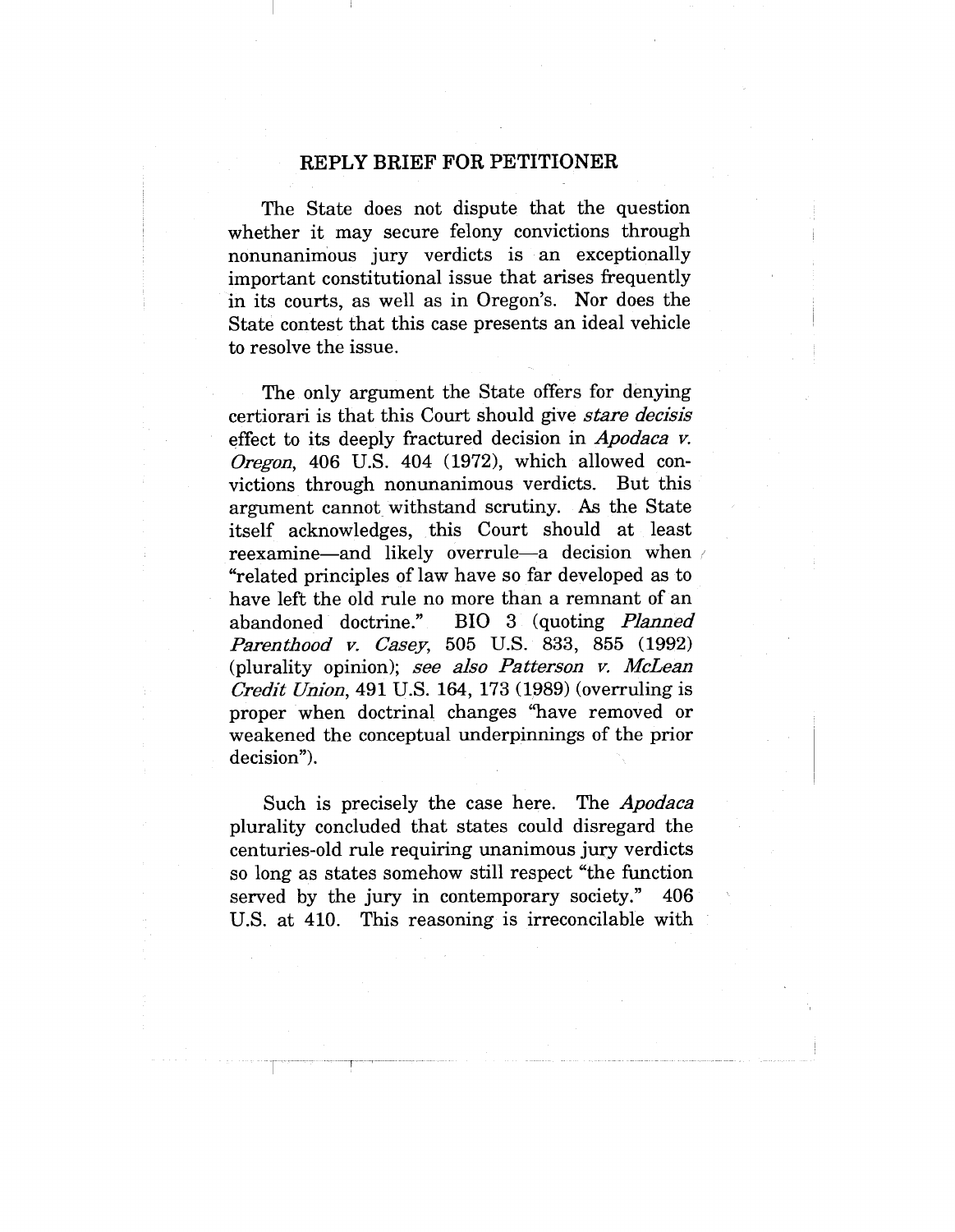## REPLY BRIEF FOR PETITIONER

The State does not dispute that the question whether it may secure felony convictions through nonunanimous jury verdicts is an exceptionally important constitutional issue that arises frequently in its courts, as well as in Oregon's. Nor does the State contest that this case presents an ideal vehicle to resolve the issue.

The only argument the State offers for denying certiorari is that this Court should give *stare decisis* effect to its deeply fractured decision in *Apodaca v. Oregon*, 406 U.S. 404 (1972), which allowed convictions through nonunanimous verdicts. But this argument cannot withstand scrutiny. As the State itself acknowledges, this Court should at least reexamine—and likely overrule—a decision when "related principles of law have so far developed as to have left the old rule no more than a remnant of an abandoned doctrine." BIO 3 (quoting *Planned Parenthood v. Casey*, 505 U.S. 833, 855 (1992) (plurality opinion); *see also Patterson v. McLean Credit Union*, 491 U.S. 164, 173 (1989) (overruling is proper when doctrinal changes "have removed or weakened the conceptual underpinnings of the prior decision").

Such is precisely the case here. The *Apodaca* plurality concluded that states could disregard the centuries-old rule requiring unanimous jury verdicts so long as states somehow still respect "the function served by the jury in contemporary society." 406 U.S. at 410. This reasoning is irreconcilable with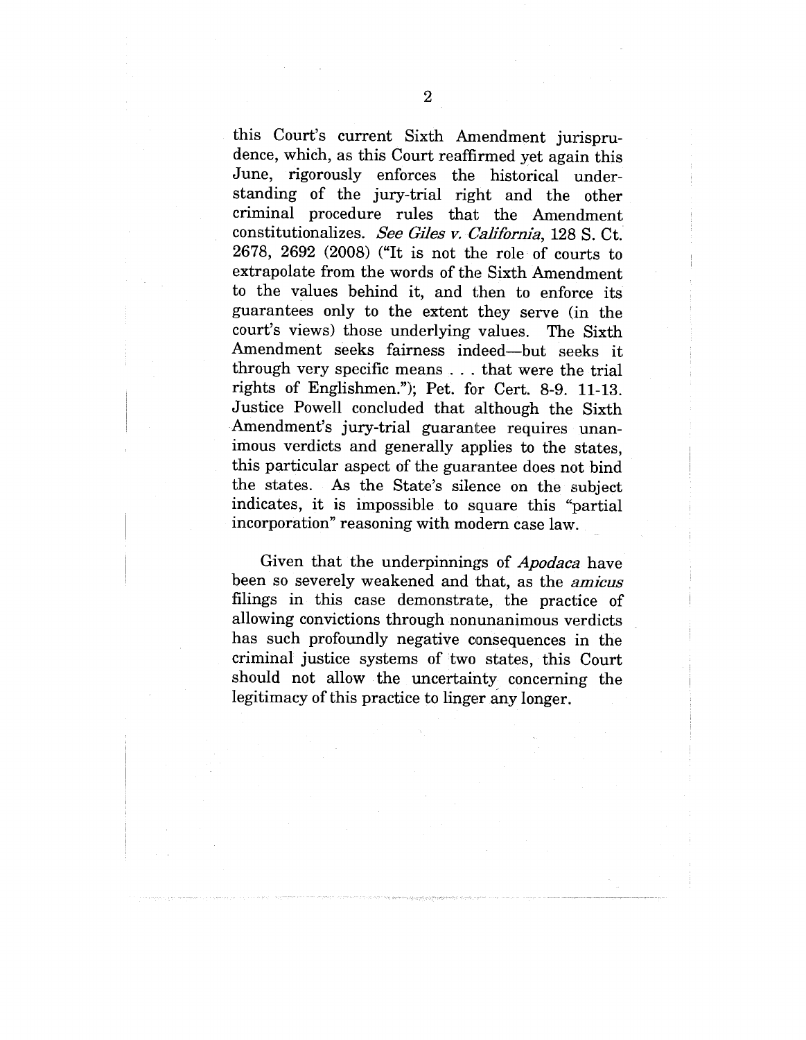this Court's current Sixth Amendment jurisprudence, which, as this Court reaffirmed yet again this June, rigorously enforces the historical understanding of the jury-trial right and the other criminal procedure rules that the Amendment constitutionalizes. *See Giles v. California*, 128 S. Ct. 2678, 2692 (2008) ("It is not the role of courts to extrapolate from the words of the Sixth Amendment to the values behind it, and then to enforce its guarantees only to the extent they serve (in the court's views) those underlying values. The Sixth Amendment seeks fairness indeed—but seeks it through very specific means . . . that were the trial rights of Englishmen."); Pet. for Cert. 8-9. 11-13. Justice Powell concluded that although the Sixth Amendment's jury-trial guarantee requires unanimous verdicts and generally applies to the states, this particular aspect of the guarantee does not bind the states. As the State's silence on the subject indicates, it is impossible to square this "partial incorporation" reasoning with modern case law.

Given that the underpinnings of *Apodaca* have been so severely weakened and that, as the *amicus* filings in this case demonstrate, the practice of allowing convictions through nonunanimous verdicts has such profoundly negative consequences in the criminal justice systems of two states, this Court should not allow the uncertainty concerning the legitimacy of this practice to linger any longer.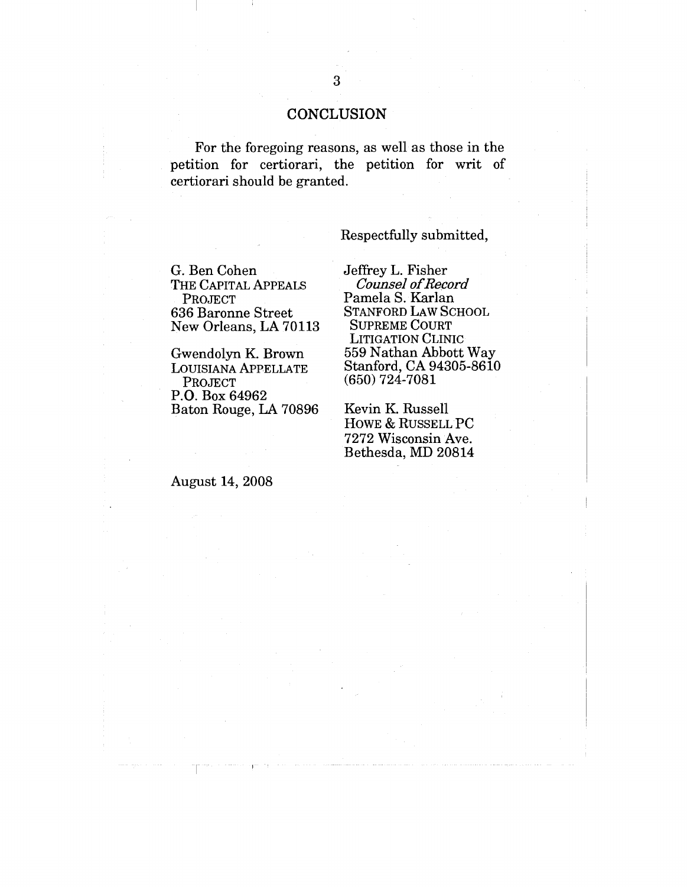## CONCLUSION

For the foregoing reasons, as well as those in the petition for certiorari, the petition for writ of certiorari should be granted.

Respectfully submitted,

G. Ben Cohen
THE CAPITAL APPEALS PROJECT
636 Baronne Street
New Orleans, LA 70113

Gwendolyn K. Brown
LOUISIANA APPELLATE PROJECT
P.O. Box 64962
Baton Rouge, LA 70896

Jeffrey L. Fisher
*Counsel of Record*
Pamela S. Karlan
STANFORD LAW SCHOOL SUPREME COURT LITIGATION CLINIC
559 Nathan Abbott Way
Stanford, CA 94305-8610
(650) 724-7081

Kevin K. Russell
HOWE & RUSSELL PC
7272 Wisconsin Ave.
Bethesda, MD 20814

August 14, 2008